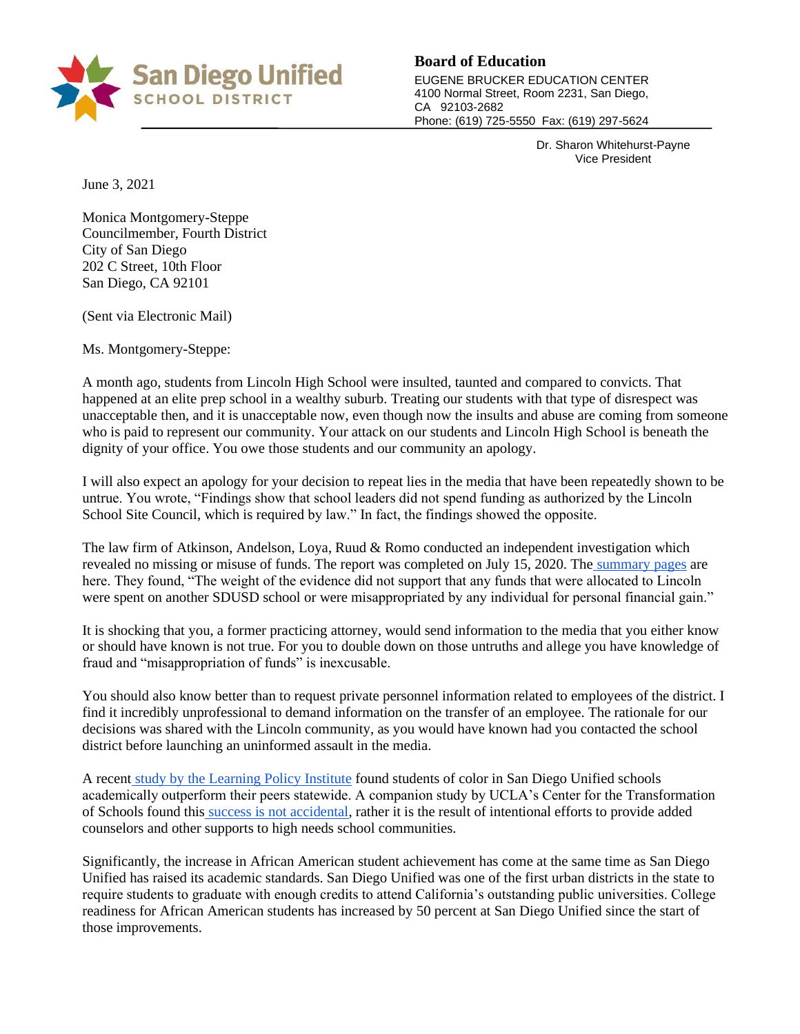San Diego Unified
SCHOOL DISTRICT

**Board of Education**
EUGENE BRUCKER EDUCATION CENTER
4100 Normal Street, Room 2231, San Diego, CA 92103-2682
Phone: (619) 725-5550 Fax: (619) 297-5624

Dr. Sharon Whitehurst-Payne
Vice President

June 3, 2021

Monica Montgomery-Steppe
Councilmember, Fourth District
City of San Diego
202 C Street, 10th Floor
San Diego, CA 92101

(Sent via Electronic Mail)

Ms. Montgomery-Steppe:

A month ago, students from Lincoln High School were insulted, taunted and compared to convicts. That happened at an elite prep school in a wealthy suburb. Treating our students with that type of disrespect was unacceptable then, and it is unacceptable now, even though now the insults and abuse are coming from someone who is paid to represent our community. Your attack on our students and Lincoln High School is beneath the dignity of your office. You owe those students and our community an apology.

I will also expect an apology for your decision to repeat lies in the media that have been repeatedly shown to be untrue. You wrote, "Findings show that school leaders did not spend funding as authorized by the Lincoln School Site Council, which is required by law." In fact, the findings showed the opposite.

The law firm of Atkinson, Andelson, Loya, Ruud & Romo conducted an independent investigation which revealed no missing or misuse of funds. The report was completed on July 15, 2020. The summary pages are here. They found, "The weight of the evidence did not support that any funds that were allocated to Lincoln were spent on another SDUSD school or were misappropriated by any individual for personal financial gain."

It is shocking that you, a former practicing attorney, would send information to the media that you either know or should have known is not true. For you to double down on those untruths and allege you have knowledge of fraud and "misappropriation of funds" is inexcusable.

You should also know better than to request private personnel information related to employees of the district. I find it incredibly unprofessional to demand information on the transfer of an employee. The rationale for our decisions was shared with the Lincoln community, as you would have known had you contacted the school district before launching an uninformed assault in the media.

A recent study by the Learning Policy Institute found students of color in San Diego Unified schools academically outperform their peers statewide. A companion study by UCLA's Center for the Transformation of Schools found this success is not accidental, rather it is the result of intentional efforts to provide added counselors and other supports to high needs school communities.

Significantly, the increase in African American student achievement has come at the same time as San Diego Unified has raised its academic standards. San Diego Unified was one of the first urban districts in the state to require students to graduate with enough credits to attend California's outstanding public universities. College readiness for African American students has increased by 50 percent at San Diego Unified since the start of those improvements.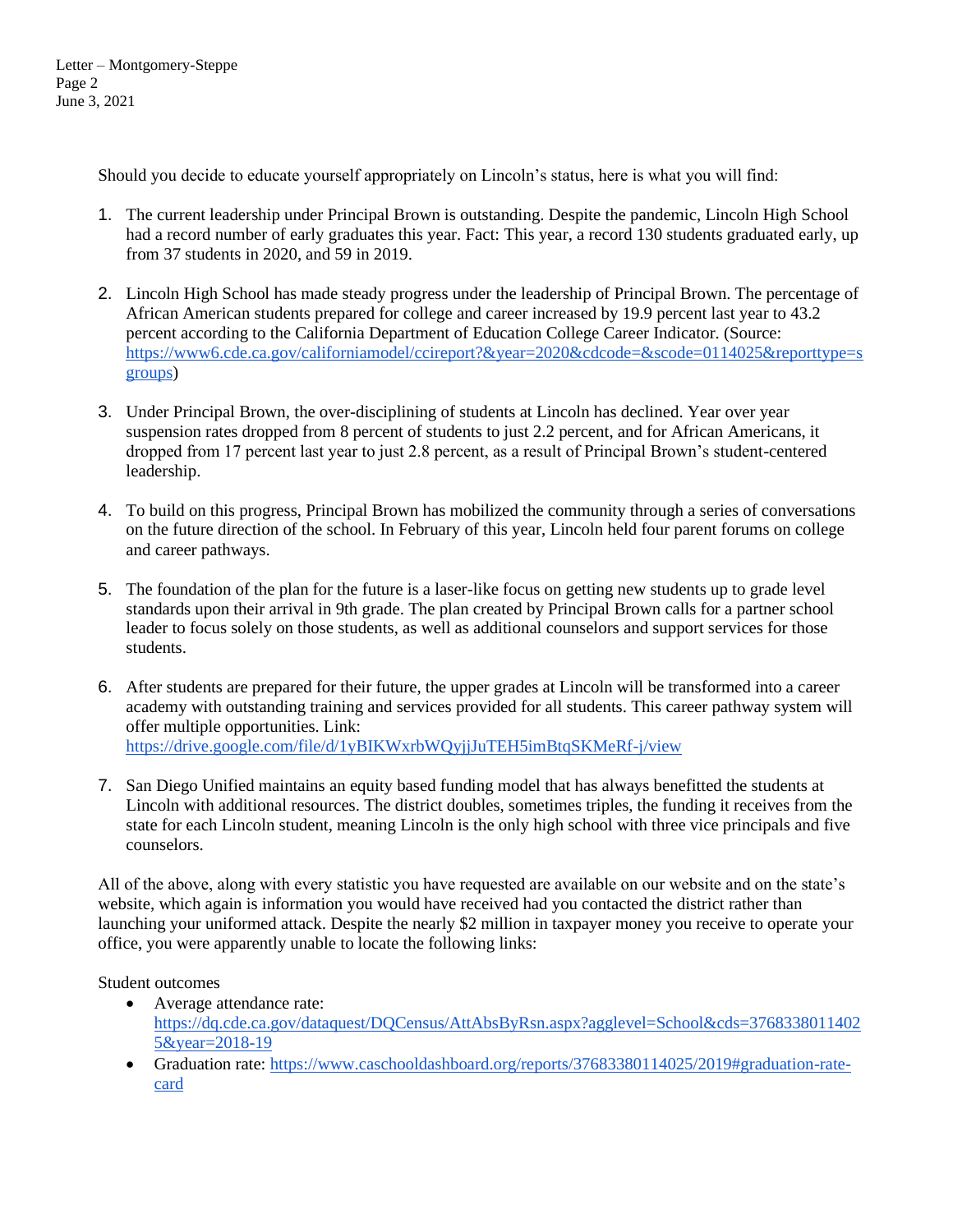Should you decide to educate yourself appropriately on Lincoln's status, here is what you will find:

1. The current leadership under Principal Brown is outstanding. Despite the pandemic, Lincoln High School had a record number of early graduates this year. Fact: This year, a record 130 students graduated early, up from 37 students in 2020, and 59 in 2019.

2. Lincoln High School has made steady progress under the leadership of Principal Brown. The percentage of African American students prepared for college and career increased by 19.9 percent last year to 43.2 percent according to the California Department of Education College Career Indicator. (Source: [https://www6.cde.ca.gov/californiamodel/ccireport?&year=2020&cdcode=&scode=0114025&reporttype=sgroups](https://www6.cde.ca.gov/californiamodel/ccireport?&year=2020&cdcode=&scode=0114025&reporttype=sgroups))

3. Under Principal Brown, the over-disciplining of students at Lincoln has declined. Year over year suspension rates dropped from 8 percent of students to just 2.2 percent, and for African Americans, it dropped from 17 percent last year to just 2.8 percent, as a result of Principal Brown's student-centered leadership.

4. To build on this progress, Principal Brown has mobilized the community through a series of conversations on the future direction of the school. In February of this year, Lincoln held four parent forums on college and career pathways.

5. The foundation of the plan for the future is a laser-like focus on getting new students up to grade level standards upon their arrival in 9th grade. The plan created by Principal Brown calls for a partner school leader to focus solely on those students, as well as additional counselors and support services for those students.

6. After students are prepared for their future, the upper grades at Lincoln will be transformed into a career academy with outstanding training and services provided for all students. This career pathway system will offer multiple opportunities. Link: [https://drive.google.com/file/d/1yBIKWxrbWQyjjJuTEH5imBtqSKMeRf-j/view](https://drive.google.com/file/d/1yBIKWxrbWQyjjJuTEH5imBtqSKMeRf-j/view)

7. San Diego Unified maintains an equity based funding model that has always benefitted the students at Lincoln with additional resources. The district doubles, sometimes triples, the funding it receives from the state for each Lincoln student, meaning Lincoln is the only high school with three vice principals and five counselors.

All of the above, along with every statistic you have requested are available on our website and on the state's website, which again is information you would have received had you contacted the district rather than launching your uniformed attack. Despite the nearly $2 million in taxpayer money you receive to operate your office, you were apparently unable to locate the following links:

Student outcomes

- Average attendance rate: [https://dq.cde.ca.gov/dataquest/DQCensus/AttAbsByRsn.aspx?agglevel=School&cds=37683380114025&year=2018-19](https://dq.cde.ca.gov/dataquest/DQCensus/AttAbsByRsn.aspx?agglevel=School&cds=37683380114025&year=2018-19)
- Graduation rate: [https://www.caschooldashboard.org/reports/37683380114025/2019#graduation-rate-card](https://www.caschooldashboard.org/reports/37683380114025/2019#graduation-rate-card)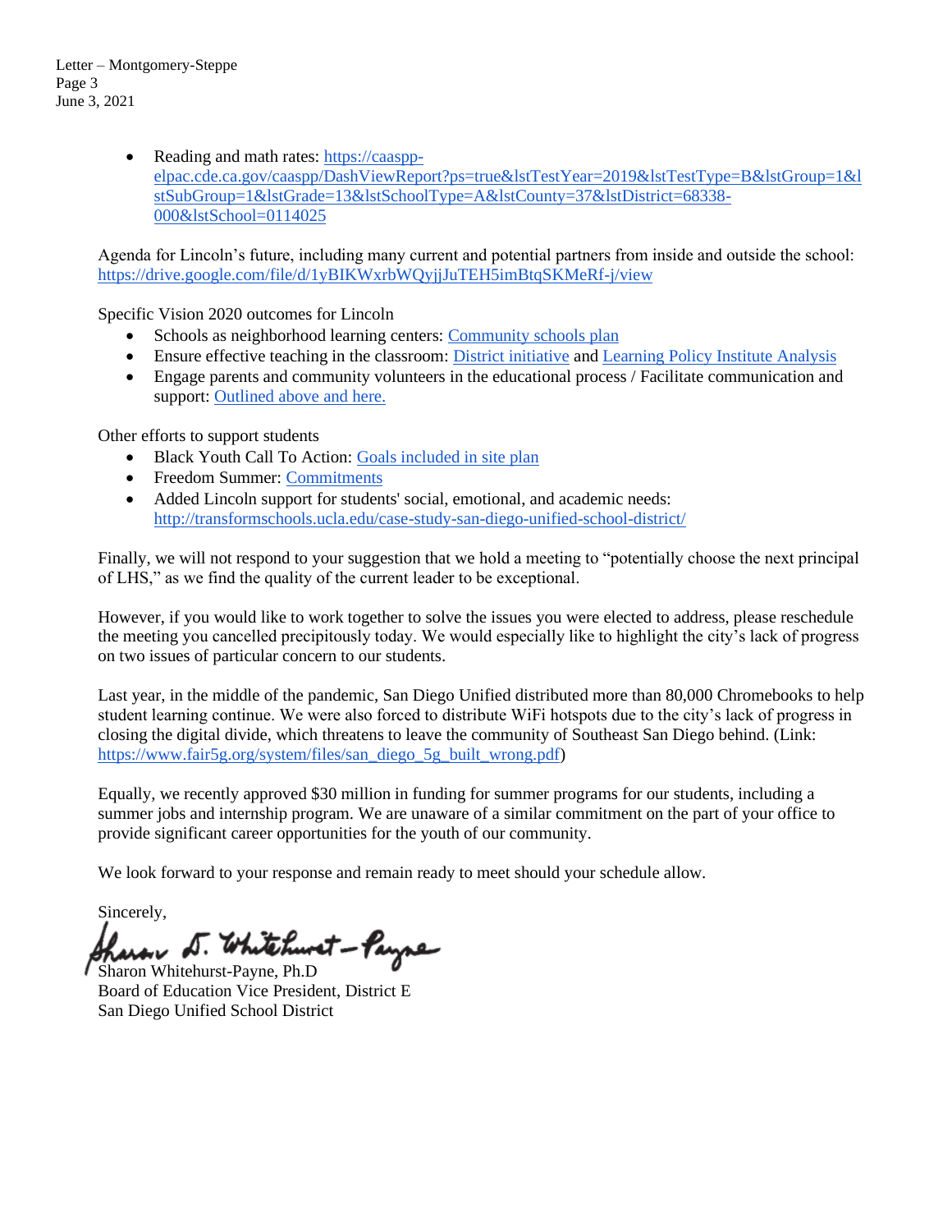- Reading and math rates: [https://caaspp-elpac.cde.ca.gov/caaspp/DashViewReport?ps=true&lstTestYear=2019&lstTestType=B&lstGroup=1&lstSubGroup=1&lstGrade=13&lstSchoolType=A&lstCounty=37&lstDistrict=68338-000&lstSchool=0114025](https://caaspp-elpac.cde.ca.gov/caaspp/DashViewReport?ps=true&lstTestYear=2019&lstTestType=B&lstGroup=1&lstSubGroup=1&lstGrade=13&lstSchoolType=A&lstCounty=37&lstDistrict=68338-000&lstSchool=0114025)

Agenda for Lincoln's future, including many current and potential partners from inside and outside the school: [https://drive.google.com/file/d/1yBIKWxrbWQyjjJuTEH5imBtqSKMeRf-j/view](https://drive.google.com/file/d/1yBIKWxrbWQyjjJuTEH5imBtqSKMeRf-j/view)

Specific Vision 2020 outcomes for Lincoln

- Schools as neighborhood learning centers: Community schools plan
- Ensure effective teaching in the classroom: District initiative and Learning Policy Institute Analysis
- Engage parents and community volunteers in the educational process / Facilitate communication and support: Outlined above and here.

Other efforts to support students

- Black Youth Call To Action: Goals included in site plan
- Freedom Summer: Commitments
- Added Lincoln support for students' social, emotional, and academic needs: [http://transformschools.ucla.edu/case-study-san-diego-unified-school-district/](http://transformschools.ucla.edu/case-study-san-diego-unified-school-district/)

Finally, we will not respond to your suggestion that we hold a meeting to "potentially choose the next principal of LHS," as we find the quality of the current leader to be exceptional.

However, if you would like to work together to solve the issues you were elected to address, please reschedule the meeting you cancelled precipitously today. We would especially like to highlight the city's lack of progress on two issues of particular concern to our students.

Last year, in the middle of the pandemic, San Diego Unified distributed more than 80,000 Chromebooks to help student learning continue. We were also forced to distribute WiFi hotspots due to the city's lack of progress in closing the digital divide, which threatens to leave the community of Southeast San Diego behind. (Link: [https://www.fair5g.org/system/files/san_diego_5g_built_wrong.pdf](https://www.fair5g.org/system/files/san_diego_5g_built_wrong.pdf))

Equally, we recently approved $30 million in funding for summer programs for our students, including a summer jobs and internship program. We are unaware of a similar commitment on the part of your office to provide significant career opportunities for the youth of our community.

We look forward to your response and remain ready to meet should your schedule allow.

Sincerely,

Sharon D. Whitehurst-Payne

Sharon Whitehurst-Payne, Ph.D  
Board of Education Vice President, District E  
San Diego Unified School District